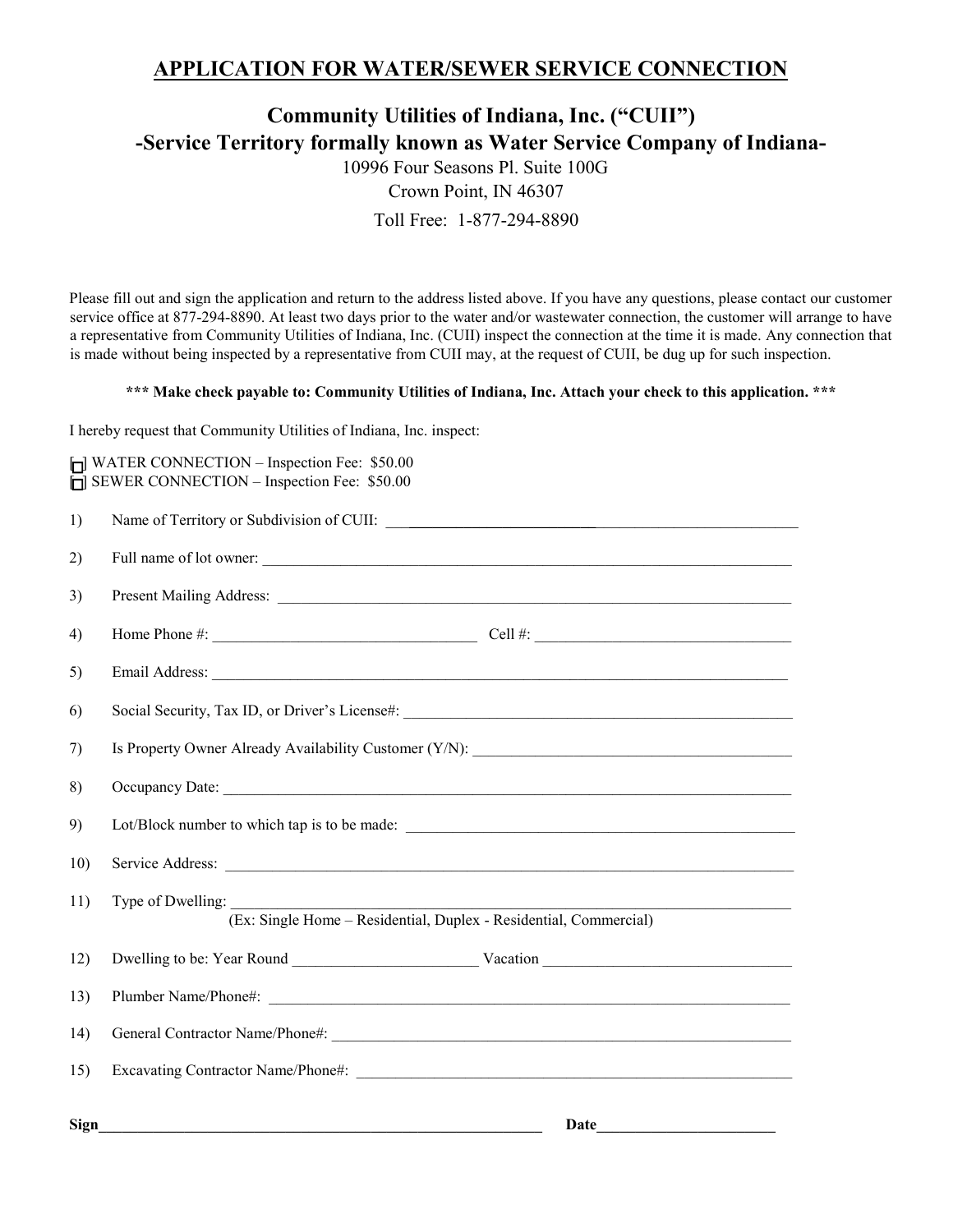# APPLICATION FOR WATER/SEWER SERVICE CONNECTION

## Community Utilities of Indiana, Inc. ("CUII")
## -Service Territory formally known as Water Service Company of Indiana-

10996 Four Seasons Pl. Suite 100G
Crown Point, IN 46307
Toll Free: 1-877-294-8890

Please fill out and sign the application and return to the address listed above. If you have any questions, please contact our customer service office at 877-294-8890. At least two days prior to the water and/or wastewater connection, the customer will arrange to have a representative from Community Utilities of Indiana, Inc. (CUII) inspect the connection at the time it is made. Any connection that is made without being inspected by a representative from CUII may, at the request of CUII, be dug up for such inspection.

**\*\*\* Make check payable to: Community Utilities of Indiana, Inc. Attach your check to this application. \*\*\***

I hereby request that Community Utilities of Indiana, Inc. inspect:

☐ WATER CONNECTION – Inspection Fee: $50.00
☐ SEWER CONNECTION – Inspection Fee: $50.00

1) Name of Territory or Subdivision of CUII: ____________________

2) Full name of lot owner: ____________________

3) Present Mailing Address: ____________________

4) Home Phone #: ____________________ Cell #: ____________________

5) Email Address: ____________________

6) Social Security, Tax ID, or Driver's License#: ____________________

7) Is Property Owner Already Availability Customer (Y/N): ____________________

8) Occupancy Date: ____________________

9) Lot/Block number to which tap is to be made: ____________________

10) Service Address: ____________________

11) Type of Dwelling: ____________________
(Ex: Single Home – Residential, Duplex - Residential, Commercial)

12) Dwelling to be: Year Round ____________________ Vacation ____________________

13) Plumber Name/Phone#: ____________________

14) General Contractor Name/Phone#: ____________________

15) Excavating Contractor Name/Phone#: ____________________

**Sign**____________________ **Date**____________________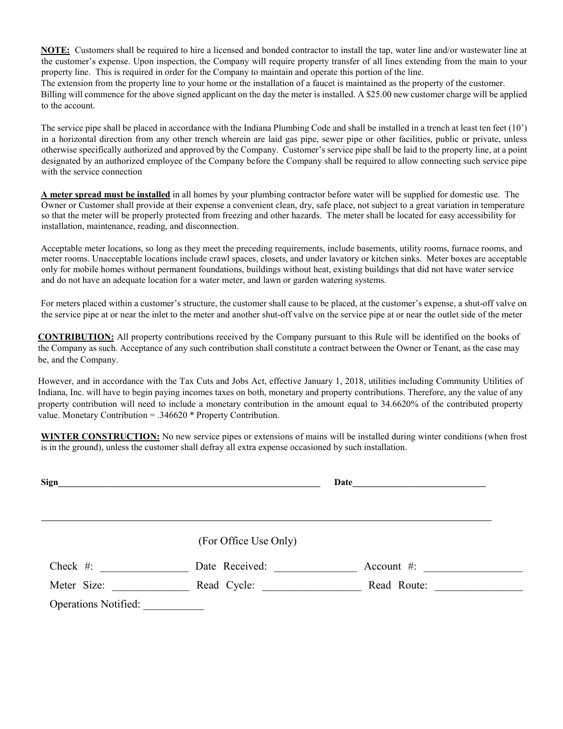**NOTE:** Customers shall be required to hire a licensed and bonded contractor to install the tap, water line and/or wastewater line at the customer's expense. Upon inspection, the Company will require property transfer of all lines extending from the main to your property line. This is required in order for the Company to maintain and operate this portion of the line.
The extension from the property line to your home or the installation of a faucet is maintained as the property of the customer.
Billing will commence for the above signed applicant on the day the meter is installed. A $25.00 new customer charge will be applied to the account.

The service pipe shall be placed in accordance with the Indiana Plumbing Code and shall be installed in a trench at least ten feet (10') in a horizontal direction from any other trench wherein are laid gas pipe, sewer pipe or other facilities, public or private, unless otherwise specifically authorized and approved by the Company. Customer's service pipe shall be laid to the property line, at a point designated by an authorized employee of the Company before the Company shall be required to allow connecting such service pipe with the service connection

**A meter spread must be installed** in all homes by your plumbing contractor before water will be supplied for domestic use. The Owner or Customer shall provide at their expense a convenient clean, dry, safe place, not subject to a great variation in temperature so that the meter will be properly protected from freezing and other hazards. The meter shall be located for easy accessibility for installation, maintenance, reading, and disconnection.

Acceptable meter locations, so long as they meet the preceding requirements, include basements, utility rooms, furnace rooms, and meter rooms. Unacceptable locations include crawl spaces, closets, and under lavatory or kitchen sinks. Meter boxes are acceptable only for mobile homes without permanent foundations, buildings without heat, existing buildings that did not have water service and do not have an adequate location for a water meter, and lawn or garden watering systems.

For meters placed within a customer's structure, the customer shall cause to be placed, at the customer's expense, a shut-off valve on the service pipe at or near the inlet to the meter and another shut-off valve on the service pipe at or near the outlet side of the meter

**CONTRIBUTION:** All property contributions received by the Company pursuant to this Rule will be identified on the books of the Company as such. Acceptance of any such contribution shall constitute a contract between the Owner or Tenant, as the case may be, and the Company.

However, and in accordance with the Tax Cuts and Jobs Act, effective January 1, 2018, utilities including Community Utilities of Indiana, Inc. will have to begin paying incomes taxes on both, monetary and property contributions. Therefore, any the value of any property contribution will need to include a monetary contribution in the amount equal to 34.6620% of the contributed property value. Monetary Contribution = .346620 * Property Contribution.

**WINTER CONSTRUCTION:** No new service pipes or extensions of mains will be installed during winter conditions (when frost is in the ground), unless the customer shall defray all extra expense occasioned by such installation.

**Sign**\_\_\_\_\_\_\_\_\_\_\_\_\_\_\_\_\_\_\_\_\_\_\_\_\_\_\_\_\_\_\_\_\_\_\_\_\_\_\_\_\_\_\_\_ **Date**\_\_\_\_\_\_\_\_\_\_\_\_\_\_\_\_\_\_\_\_\_\_\_\_

---

(For Office Use Only)

Check #: \_\_\_\_\_\_\_\_\_\_\_\_ Date Received: \_\_\_\_\_\_\_\_\_\_\_\_ Account #: \_\_\_\_\_\_\_\_\_\_\_\_

Meter Size: \_\_\_\_\_\_\_\_\_\_\_\_ Read Cycle: \_\_\_\_\_\_\_\_\_\_\_\_ Read Route: \_\_\_\_\_\_\_\_\_\_\_\_

Operations Notified: \_\_\_\_\_\_\_\_\_\_